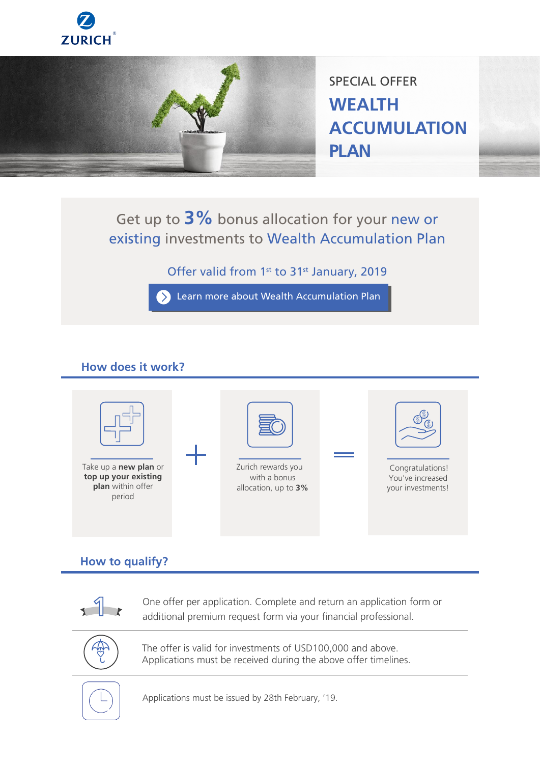ZURICH

SPECIAL OFFER

# WEALTH ACCUMULATION PLAN

Get up to **3%** bonus allocation for your new or existing investments to Wealth Accumulation Plan

Offer valid from 1st to 31st January, 2019

Learn more about Wealth Accumulation Plan

## How does it work?

Take up a **new plan** or **top up your existing plan** within offer period

+

Zurich rewards you with a bonus allocation, up to **3%**

=

Congratulations! You've increased your investments!

## How to qualify?

One offer per application. Complete and return an application form or additional premium request form via your financial professional.

The offer is valid for investments of USD100,000 and above. Applications must be received during the above offer timelines.

Applications must be issued by 28th February, '19.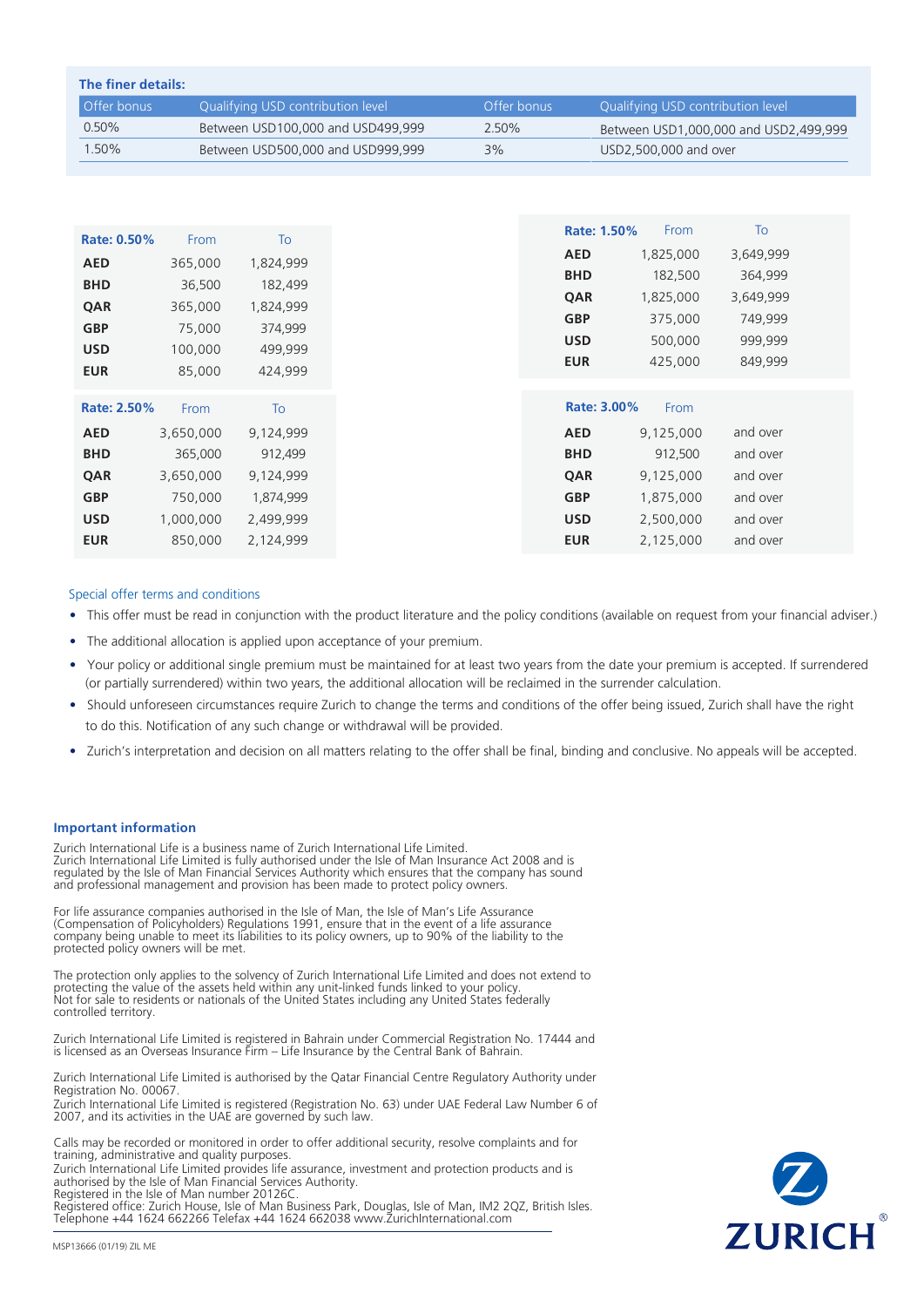### The finer details:

| Offer bonus | Qualifying USD contribution level | Offer bonus | Qualifying USD contribution level |
|---|---|---|---|
| 0.50% | Between USD100,000 and USD499,999 | 2.50% | Between USD1,000,000 and USD2,499,999 |
| 1.50% | Between USD500,000 and USD999,999 | 3% | USD2,500,000 and over |

| Rate: 0.50% | From | To |
|---|---|---|
| AED | 365,000 | 1,824,999 |
| BHD | 36,500 | 182,499 |
| QAR | 365,000 | 1,824,999 |
| GBP | 75,000 | 374,999 |
| USD | 100,000 | 499,999 |
| EUR | 85,000 | 424,999 |

| Rate: 1.50% | From | To |
|---|---|---|
| AED | 1,825,000 | 3,649,999 |
| BHD | 182,500 | 364,999 |
| QAR | 1,825,000 | 3,649,999 |
| GBP | 375,000 | 749,999 |
| USD | 500,000 | 999,999 |
| EUR | 425,000 | 849,999 |

| Rate: 2.50% | From | To |
|---|---|---|
| AED | 3,650,000 | 9,124,999 |
| BHD | 365,000 | 912,499 |
| QAR | 3,650,000 | 9,124,999 |
| GBP | 750,000 | 1,874,999 |
| USD | 1,000,000 | 2,499,999 |
| EUR | 850,000 | 2,124,999 |

| Rate: 3.00% | From | |
|---|---|---|
| AED | 9,125,000 | and over |
| BHD | 912,500 | and over |
| QAR | 9,125,000 | and over |
| GBP | 1,875,000 | and over |
| USD | 2,500,000 | and over |
| EUR | 2,125,000 | and over |

### Special offer terms and conditions

- This offer must be read in conjunction with the product literature and the policy conditions (available on request from your financial adviser.)
- The additional allocation is applied upon acceptance of your premium.
- Your policy or additional single premium must be maintained for at least two years from the date your premium is accepted. If surrendered (or partially surrendered) within two years, the additional allocation will be reclaimed in the surrender calculation.
- Should unforeseen circumstances require Zurich to change the terms and conditions of the offer being issued, Zurich shall have the right to do this. Notification of any such change or withdrawal will be provided.
- Zurich's interpretation and decision on all matters relating to the offer shall be final, binding and conclusive. No appeals will be accepted.

### Important information

Zurich International Life is a business name of Zurich International Life Limited.
Zurich International Life Limited is fully authorised under the Isle of Man Insurance Act 2008 and is regulated by the Isle of Man Financial Services Authority which ensures that the company has sound and professional management and provision has been made to protect policy owners.

For life assurance companies authorised in the Isle of Man, the Isle of Man's Life Assurance (Compensation of Policyholders) Regulations 1991, ensure that in the event of a life assurance company being unable to meet its liabilities to its policy owners, up to 90% of the liability to the protected policy owners will be met.

The protection only applies to the solvency of Zurich International Life Limited and does not extend to protecting the value of the assets held within any unit-linked funds linked to your policy.
Not for sale to residents or nationals of the United States including any United States federally controlled territory.

Zurich International Life Limited is registered in Bahrain under Commercial Registration No. 17444 and is licensed as an Overseas Insurance Firm – Life Insurance by the Central Bank of Bahrain.

Zurich International Life Limited is authorised by the Qatar Financial Centre Regulatory Authority under Registration No. 00067.
Zurich International Life Limited is registered (Registration No. 63) under UAE Federal Law Number 6 of 2007, and its activities in the UAE are governed by such law.

Calls may be recorded or monitored in order to offer additional security, resolve complaints and for training, administrative and quality purposes.
Zurich International Life Limited provides life assurance, investment and protection products and is authorised by the Isle of Man Financial Services Authority.
Registered in the Isle of Man number 20126C.
Registered office: Zurich House, Isle of Man Business Park, Douglas, Isle of Man, IM2 2QZ, British Isles.
Telephone +44 1624 662266 Telefax +44 1624 662038 www.ZurichInternational.com

MSP13666 (01/19) ZIL ME

ZURICH®